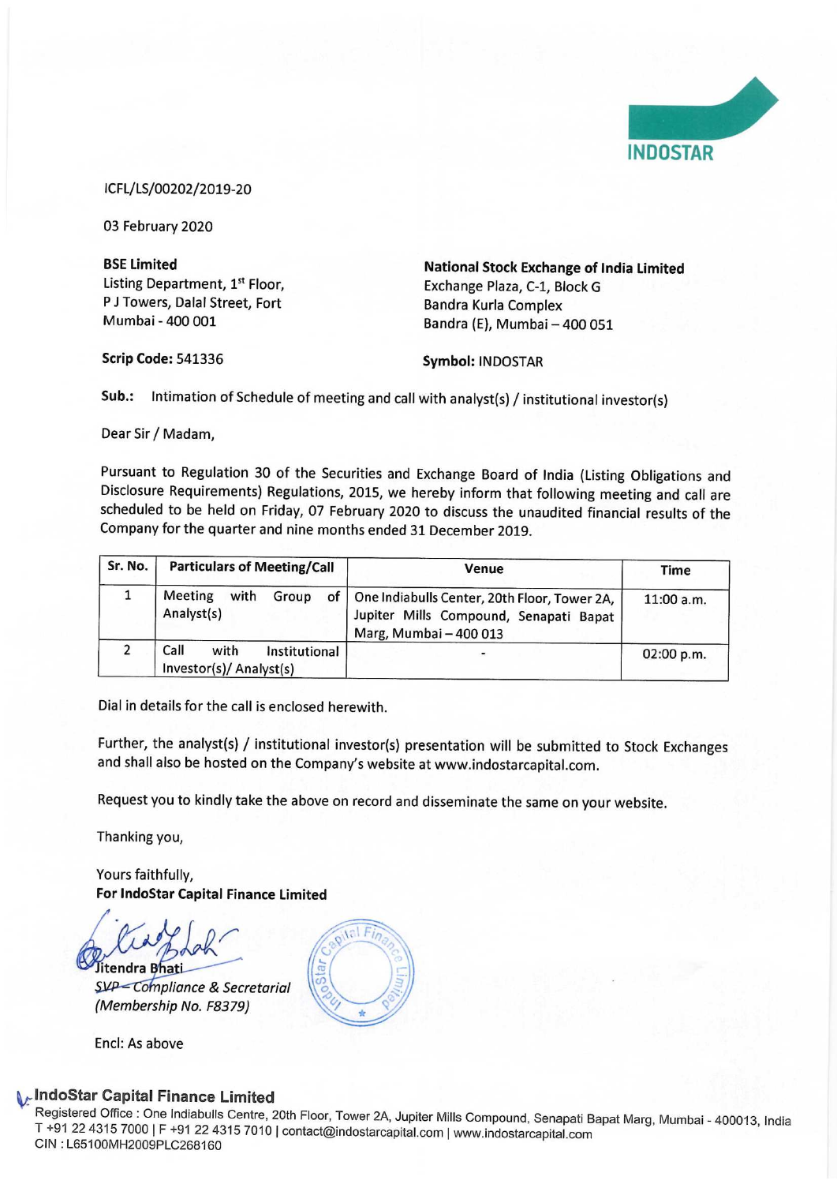INDOSTAR

ICFL/LS/00202/2019-20

03 February 2020

**BSE Limited**
Listing Department, 1st Floor,
P J Towers, Dalal Street, Fort
Mumbai - 400 001

**Scrip Code:** 541336

**National Stock Exchange of India Limited**
Exchange Plaza, C-1, Block G
Bandra Kurla Complex
Bandra (E), Mumbai – 400 051

**Symbol:** INDOSTAR

**Sub.:** Intimation of Schedule of meeting and call with analyst(s) / institutional investor(s)

Dear Sir / Madam,

Pursuant to Regulation 30 of the Securities and Exchange Board of India (Listing Obligations and Disclosure Requirements) Regulations, 2015, we hereby inform that following meeting and call are scheduled to be held on Friday, 07 February 2020 to discuss the unaudited financial results of the Company for the quarter and nine months ended 31 December 2019.

| Sr. No. | Particulars of Meeting/Call | Venue | Time |
|---|---|---|---|
| 1 | Meeting with Group of Analyst(s) | One Indiabulls Center, 20th Floor, Tower 2A, Jupiter Mills Compound, Senapati Bapat Marg, Mumbai – 400 013 | 11:00 a.m. |
| 2 | Call with Institutional Investor(s)/ Analyst(s) | - | 02:00 p.m. |

Dial in details for the call is enclosed herewith.

Further, the analyst(s) / institutional investor(s) presentation will be submitted to Stock Exchanges and shall also be hosted on the Company's website at www.indostarcapital.com.

Request you to kindly take the above on record and disseminate the same on your website.

Thanking you,

Yours faithfully,
**For IndoStar Capital Finance Limited**

Jitendra Bhati
*SVP – Compliance & Secretarial*
*(Membership No. F8379)*

Encl: As above

**IndoStar Capital Finance Limited**
Registered Office : One Indiabulls Centre, 20th Floor, Tower 2A, Jupiter Mills Compound, Senapati Bapat Marg, Mumbai - 400013, India
T +91 22 4315 7000 | F +91 22 4315 7010 | contact@indostarcapital.com | www.indostarcapital.com
CIN : L65100MH2009PLC268160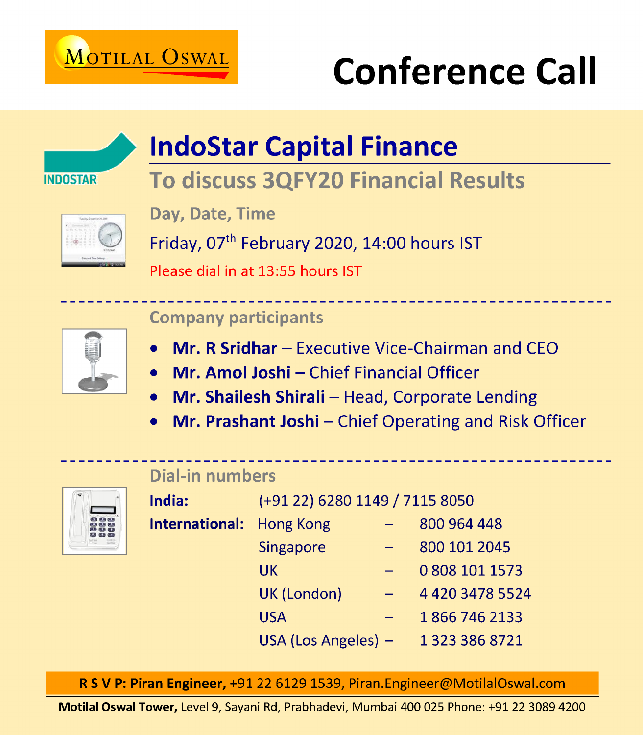MOTILAL OSWAL

# Conference Call

INDOSTAR

## IndoStar Capital Finance

### To discuss 3QFY20 Financial Results

**Day, Date, Time**

Friday, 07th February 2020, 14:00 hours IST

Please dial in at 13:55 hours IST

---

**Company participants**

- **Mr. R Sridhar** – Executive Vice-Chairman and CEO
- **Mr. Amol Joshi** – Chief Financial Officer
- **Mr. Shailesh Shirali** – Head, Corporate Lending
- **Mr. Prashant Joshi** – Chief Operating and Risk Officer

---

**Dial-in numbers**

**India:** (+91 22) 6280 1149 / 7115 8050

**International:**

| | | |
|---|---|---|
| Hong Kong | – | 800 964 448 |
| Singapore | – | 800 101 2045 |
| UK | – | 0 808 101 1573 |
| UK (London) | – | 4 420 3478 5524 |
| USA | – | 1 866 746 2133 |
| USA (Los Angeles) | – | 1 323 386 8721 |

**R S V P: Piran Engineer,** +91 22 6129 1539, Piran.Engineer@MotilalOswal.com

**Motilal Oswal Tower,** Level 9, Sayani Rd, Prabhadevi, Mumbai 400 025 Phone: +91 22 3089 4200